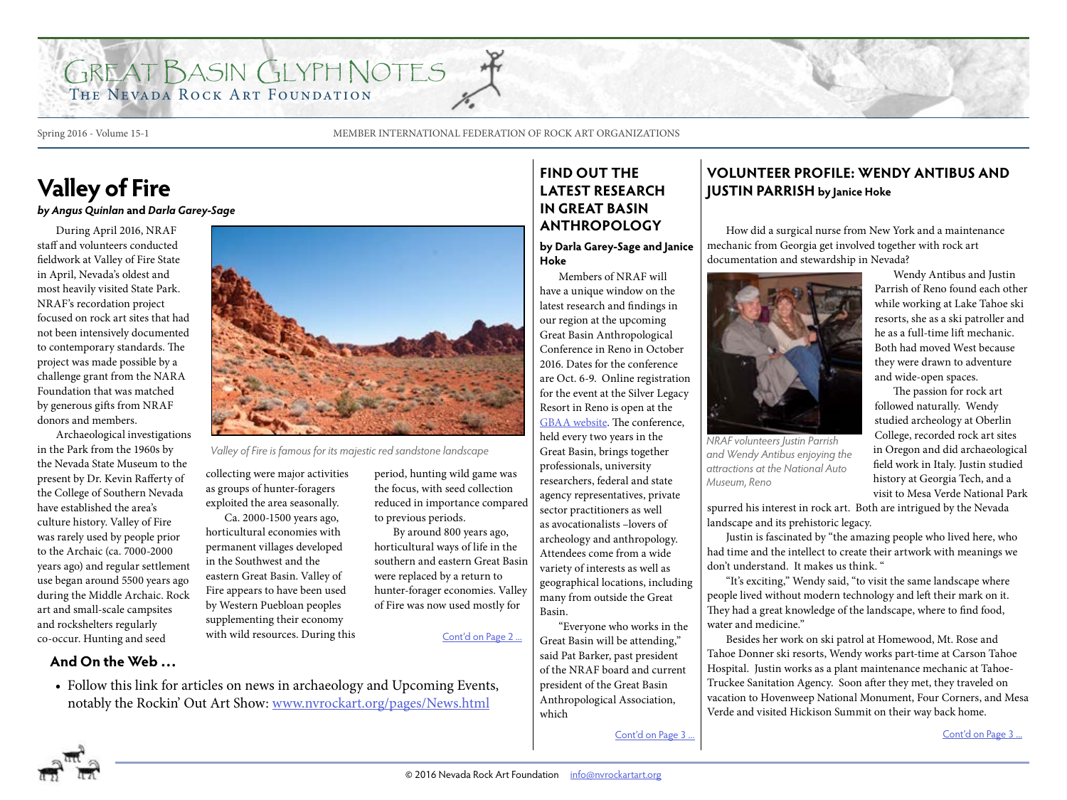# Great Basin Glyph Notes

The Nevada Rock Art Foundation

Spring 2016 - Volume 15-1

MEMBER INTERNATIONAL FEDERATION OF ROCK ART ORGANIZATIONS

## Valley of Fire

***by Angus Quinlan* and *Darla Garey-Sage***

During April 2016, NRAF staff and volunteers conducted fieldwork at Valley of Fire State in April, Nevada's oldest and most heavily visited State Park. NRAF's recordation project focused on rock art sites that had not been intensively documented to contemporary standards. The project was made possible by a challenge grant from the NARA Foundation that was matched by generous gifts from NRAF donors and members.

Archaeological investigations in the Park from the 1960s by the Nevada State Museum to the present by Dr. Kevin Rafferty of the College of Southern Nevada have established the area's culture history. Valley of Fire was rarely used by people prior to the Archaic (ca. 7000-2000 years ago) and regular settlement use began around 5500 years ago during the Middle Archaic. Rock art and small-scale campsites and rockshelters regularly co-occur. Hunting and seed collecting were major activities as groups of hunter-foragers exploited the area seasonally.

*Valley of Fire is famous for its majestic red sandstone landscape*

Ca. 2000-1500 years ago, horticultural economies with permanent villages developed in the Southwest and the eastern Great Basin. Valley of Fire appears to have been used by Western Puebloan peoples supplementing their economy with wild resources. During this period, hunting wild game was the focus, with seed collection reduced in importance compared to previous periods.

By around 800 years ago, horticultural ways of life in the southern and eastern Great Basin were replaced by a return to hunter-forager economies. Valley of Fire was now used mostly for

Cont'd on Page 2 ...

### And On the Web …

- Follow this link for articles on news in archaeology and Upcoming Events, notably the Rockin' Out Art Show: www.nvrockart.org/pages/News.html

## FIND OUT THE LATEST RESEARCH IN GREAT BASIN ANTHROPOLOGY

**by Darla Garey-Sage and Janice Hoke**

Members of NRAF will have a unique window on the latest research and findings in our region at the upcoming Great Basin Anthropological Conference in Reno in October 2016. Dates for the conference are Oct. 6-9. Online registration for the event at the Silver Legacy Resort in Reno is open at the GBAA website. The conference, held every two years in the Great Basin, brings together professionals, university researchers, federal and state agency representatives, private sector practitioners as well as avocationalists –lovers of archeology and anthropology. Attendees come from a wide variety of interests as well as geographical locations, including many from outside the Great Basin.

"Everyone who works in the Great Basin will be attending," said Pat Barker, past president of the NRAF board and current president of the Great Basin Anthropological Association, which

Cont'd on Page 3 ...

## VOLUNTEER PROFILE: WENDY ANTIBUS AND JUSTIN PARRISH by Janice Hoke

How did a surgical nurse from New York and a maintenance mechanic from Georgia get involved together with rock art documentation and stewardship in Nevada?

*NRAF volunteers Justin Parrish and Wendy Antibus enjoying the attractions at the National Auto Museum, Reno*

Wendy Antibus and Justin Parrish of Reno found each other while working at Lake Tahoe ski resorts, she as a ski patroller and he as a full-time lift mechanic. Both had moved West because they were drawn to adventure and wide-open spaces.

The passion for rock art followed naturally. Wendy studied archeology at Oberlin College, recorded rock art sites in Oregon and did archaeological field work in Italy. Justin studied history at Georgia Tech, and a visit to Mesa Verde National Park spurred his interest in rock art. Both are intrigued by the Nevada landscape and its prehistoric legacy.

Justin is fascinated by "the amazing people who lived here, who had time and the intellect to create their artwork with meanings we don't understand. It makes us think. "

"It's exciting," Wendy said, "to visit the same landscape where people lived without modern technology and left their mark on it. They had a great knowledge of the landscape, where to find food, water and medicine."

Besides her work on ski patrol at Homewood, Mt. Rose and Tahoe Donner ski resorts, Wendy works part-time at Carson Tahoe Hospital. Justin works as a plant maintenance mechanic at Tahoe-Truckee Sanitation Agency. Soon after they met, they traveled on vacation to Hovenweep National Monument, Four Corners, and Mesa Verde and visited Hickison Summit on their way back home.

Cont'd on Page 3 ...

© 2016 Nevada Rock Art Foundation info@nvrockartart.org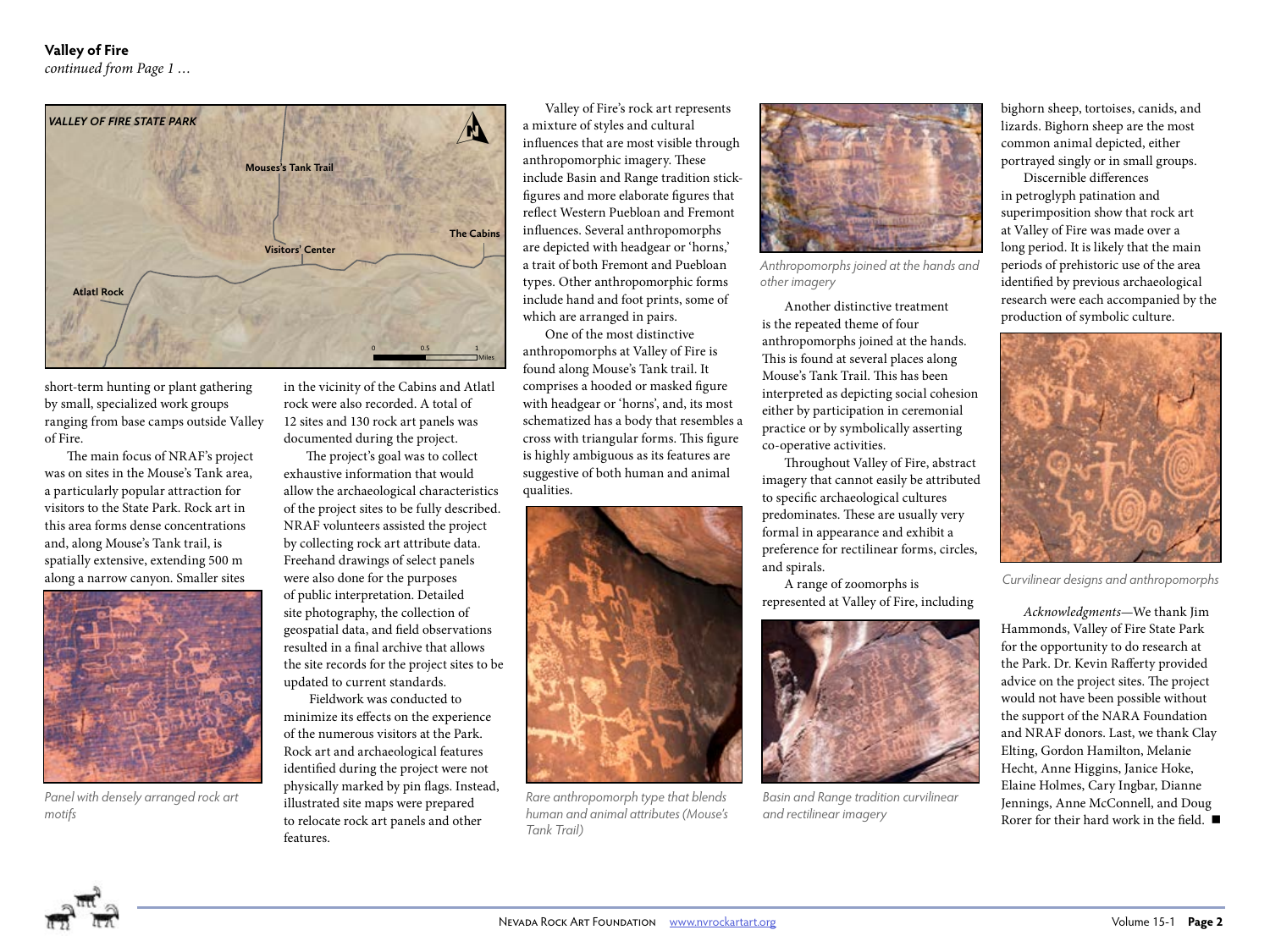**Valley of Fire**
*continued from Page 1 …*

short-term hunting or plant gathering by small, specialized work groups ranging from base camps outside Valley of Fire.

The main focus of NRAF's project was on sites in the Mouse's Tank area, a particularly popular attraction for visitors to the State Park. Rock art in this area forms dense concentrations and, along Mouse's Tank trail, is spatially extensive, extending 500 m along a narrow canyon. Smaller sites in the vicinity of the Cabins and Atlatl rock were also recorded. A total of 12 sites and 130 rock art panels was documented during the project.

*Panel with densely arranged rock art motifs*

The project's goal was to collect exhaustive information that would allow the archaeological characteristics of the project sites to be fully described. NRAF volunteers assisted the project by collecting rock art attribute data. Freehand drawings of select panels were also done for the purposes of public interpretation. Detailed site photography, the collection of geospatial data, and field observations resulted in a final archive that allows the site records for the project sites to be updated to current standards.

Fieldwork was conducted to minimize its effects on the experience of the numerous visitors at the Park. Rock art and archaeological features identified during the project were not physically marked by pin flags. Instead, illustrated site maps were prepared to relocate rock art panels and other features.

Valley of Fire's rock art represents a mixture of styles and cultural influences that are most visible through anthropomorphic imagery. These include Basin and Range tradition stick-figures and more elaborate figures that reflect Western Puebloan and Fremont influences. Several anthropomorphs are depicted with headgear or 'horns,' a trait of both Fremont and Puebloan types. Other anthropomorphic forms include hand and foot prints, some of which are arranged in pairs.

One of the most distinctive anthropomorphs at Valley of Fire is found along Mouse's Tank trail. It comprises a hooded or masked figure with headgear or 'horns', and, its most schematized has a body that resembles a cross with triangular forms. This figure is highly ambiguous as its features are suggestive of both human and animal qualities.

*Rare anthropomorph type that blends human and animal attributes (Mouse's Tank Trail)*

*Anthropomorphs joined at the hands and other imagery*

Another distinctive treatment is the repeated theme of four anthropomorphs joined at the hands. This is found at several places along Mouse's Tank Trail. This has been interpreted as depicting social cohesion either by participation in ceremonial practice or by symbolically asserting co-operative activities.

Throughout Valley of Fire, abstract imagery that cannot easily be attributed to specific archaeological cultures predominates. These are usually very formal in appearance and exhibit a preference for rectilinear forms, circles, and spirals.

A range of zoomorphs is represented at Valley of Fire, including bighorn sheep, tortoises, canids, and lizards. Bighorn sheep are the most common animal depicted, either portrayed singly or in small groups.

*Basin and Range tradition curvilinear and rectilinear imagery*

Discernible differences in petroglyph patination and superimposition show that rock art at Valley of Fire was made over a long period. It is likely that the main periods of prehistoric use of the area identified by previous archaeological research were each accompanied by the production of symbolic culture.

*Curvilinear designs and anthropomorphs*

*Acknowledgments*—We thank Jim Hammonds, Valley of Fire State Park for the opportunity to do research at the Park. Dr. Kevin Rafferty provided advice on the project sites. The project would not have been possible without the support of the NARA Foundation and NRAF donors. Last, we thank Clay Elting, Gordon Hamilton, Melanie Hecht, Anne Higgins, Janice Hoke, Elaine Holmes, Cary Ingbar, Dianne Jennings, Anne McConnell, and Doug Rorer for their hard work in the field. ■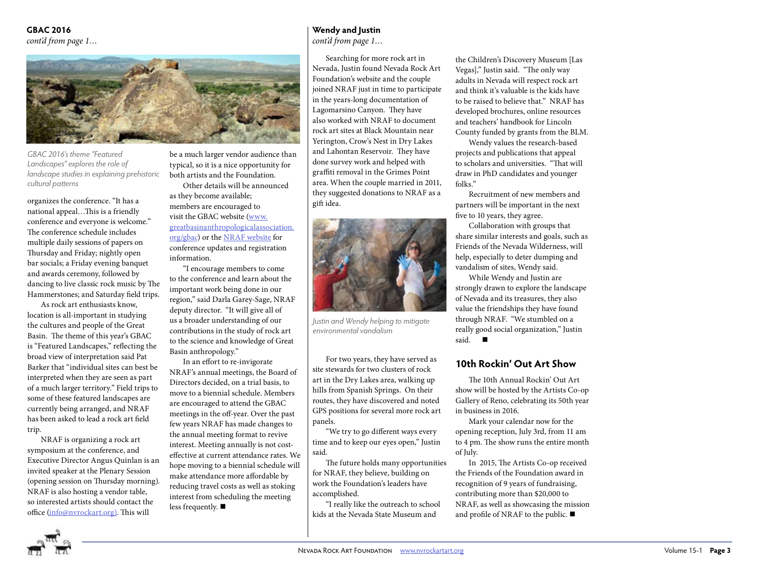## GBAC 2016

*cont'd from page 1…*

*GBAC 2016's theme "Featured Landscapes" explores the role of landscape studies in explaining prehistoric cultural patterns*

organizes the conference. "It has a national appeal…This is a friendly conference and everyone is welcome." The conference schedule includes multiple daily sessions of papers on Thursday and Friday; nightly open bar socials; a Friday evening banquet and awards ceremony, followed by dancing to live classic rock music by The Hammerstones; and Saturday field trips.

As rock art enthusiasts know, location is all-important in studying the cultures and people of the Great Basin. The theme of this year's GBAC is "Featured Landscapes," reflecting the broad view of interpretation said Pat Barker that "individual sites can best be interpreted when they are seen as part of a much larger territory." Field trips to some of these featured landscapes are currently being arranged, and NRAF has been asked to lead a rock art field trip.

NRAF is organizing a rock art symposium at the conference, and Executive Director Angus Quinlan is an invited speaker at the Plenary Session (opening session on Thursday morning). NRAF is also hosting a vendor table, so interested artists should contact the office (info@nvrockart.org). This will be a much larger vendor audience than typical, so it is a nice opportunity for both artists and the Foundation.

Other details will be announced as they become available; members are encouraged to visit the GBAC website (www.greatbasinanthropologicalassociation.org/gbac) or the NRAF website for conference updates and registration information.

"I encourage members to come to the conference and learn about the important work being done in our region," said Darla Garey-Sage, NRAF deputy director. "It will give all of us a broader understanding of our contributions in the study of rock art to the science and knowledge of Great Basin anthropology."

In an effort to re-invigorate NRAF's annual meetings, the Board of Directors decided, on a trial basis, to move to a biennial schedule. Members are encouraged to attend the GBAC meetings in the off-year. Over the past few years NRAF has made changes to the annual meeting format to revive interest. Meeting annually is not cost-effective at current attendance rates. We hope moving to a biennial schedule will make attendance more affordable by reducing travel costs as well as stoking interest from scheduling the meeting less frequently. ■

## Wendy and Justin

*cont'd from page 1…*

Searching for more rock art in Nevada, Justin found Nevada Rock Art Foundation's website and the couple joined NRAF just in time to participate in the years-long documentation of Lagomarsino Canyon. They have also worked with NRAF to document rock art sites at Black Mountain near Yerington, Crow's Nest in Dry Lakes and Lahontan Reservoir. They have done survey work and helped with graffiti removal in the Grimes Point area. When the couple married in 2011, they suggested donations to NRAF as a gift idea.

*Justin and Wendy helping to mitigate environmental vandalism*

For two years, they have served as site stewards for two clusters of rock art in the Dry Lakes area, walking up hills from Spanish Springs. On their routes, they have discovered and noted GPS positions for several more rock art panels.

"We try to go different ways every time and to keep our eyes open," Justin said.

The future holds many opportunities for NRAF, they believe, building on work the Foundation's leaders have accomplished.

"I really like the outreach to school kids at the Nevada State Museum and the Children's Discovery Museum [Las Vegas]," Justin said. "The only way adults in Nevada will respect rock art and think it's valuable is the kids have to be raised to believe that." NRAF has developed brochures, online resources and teachers' handbook for Lincoln County funded by grants from the BLM.

Wendy values the research-based projects and publications that appeal to scholars and universities. "That will draw in PhD candidates and younger folks."

Recruitment of new members and partners will be important in the next five to 10 years, they agree.

Collaboration with groups that share similar interests and goals, such as Friends of the Nevada Wilderness, will help, especially to deter dumping and vandalism of sites, Wendy said.

While Wendy and Justin are strongly drawn to explore the landscape of Nevada and its treasures, they also value the friendships they have found through NRAF. "We stumbled on a really good social organization," Justin said. ■

## 10th Rockin' Out Art Show

The 10th Annual Rockin' Out Art show will be hosted by the Artists Co-op Gallery of Reno, celebrating its 50th year in business in 2016.

Mark your calendar now for the opening reception, July 3rd, from 11 am to 4 pm. The show runs the entire month of July.

In 2015, The Artists Co-op received the Friends of the Foundation award in recognition of 9 years of fundraising, contributing more than $20,000 to NRAF, as well as showcasing the mission and profile of NRAF to the public. ■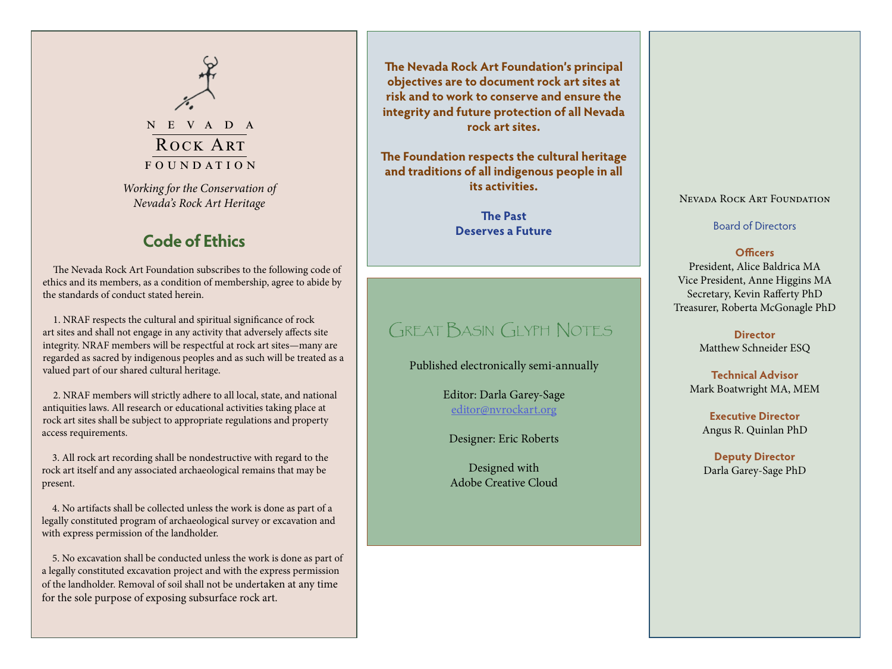NEVADA

ROCK ART

FOUNDATION

*Working for the Conservation of Nevada's Rock Art Heritage*

## Code of Ethics

The Nevada Rock Art Foundation subscribes to the following code of ethics and its members, as a condition of membership, agree to abide by the standards of conduct stated herein.

1. NRAF respects the cultural and spiritual significance of rock art sites and shall not engage in any activity that adversely affects site integrity. NRAF members will be respectful at rock art sites—many are regarded as sacred by indigenous peoples and as such will be treated as a valued part of our shared cultural heritage.

2. NRAF members will strictly adhere to all local, state, and national antiquities laws. All research or educational activities taking place at rock art sites shall be subject to appropriate regulations and property access requirements.

3. All rock art recording shall be nondestructive with regard to the rock art itself and any associated archaeological remains that may be present.

4. No artifacts shall be collected unless the work is done as part of a legally constituted program of archaeological survey or excavation and with express permission of the landholder.

5. No excavation shall be conducted unless the work is done as part of a legally constituted excavation project and with the express permission of the landholder. Removal of soil shall not be undertaken at any time for the sole purpose of exposing subsurface rock art.

**The Nevada Rock Art Foundation's principal objectives are to document rock art sites at risk and to work to conserve and ensure the integrity and future protection of all Nevada rock art sites.**

**The Foundation respects the cultural heritage and traditions of all indigenous people in all its activities.**

**The Past Deserves a Future**

## Great Basin Glyph Notes

Published electronically semi-annually

Editor: Darla Garey-Sage
editor@nvrockart.org

Designer: Eric Roberts

Designed with Adobe Creative Cloud

Nevada Rock Art Foundation

Board of Directors

**Officers**
President, Alice Baldrica MA
Vice President, Anne Higgins MA
Secretary, Kevin Rafferty PhD
Treasurer, Roberta McGonagle PhD

**Director**
Matthew Schneider ESQ

**Technical Advisor**
Mark Boatwright MA, MEM

**Executive Director**
Angus R. Quinlan PhD

**Deputy Director**
Darla Garey-Sage PhD